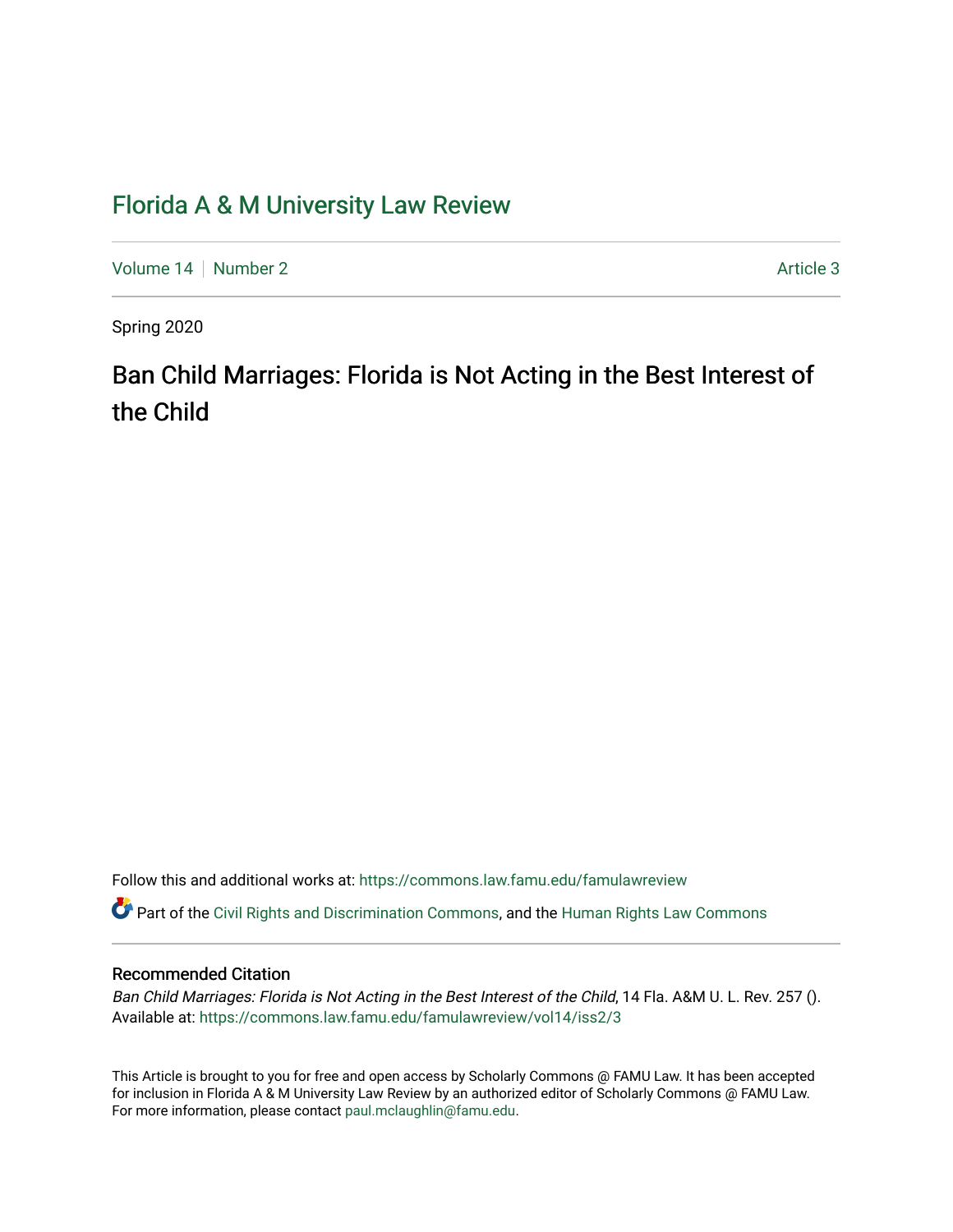# Florida A & M University Law Review

Volume 14 | Number 2 Article 3

Spring 2020

## Ban Child Marriages: Florida is Not Acting in the Best Interest of the Child

Follow this and additional works at: https://commons.law.famu.edu/famulawreview

Part of the Civil Rights and Discrimination Commons, and the Human Rights Law Commons

### Recommended Citation

*Ban Child Marriages: Florida is Not Acting in the Best Interest of the Child*, 14 Fla. A&M U. L. Rev. 257 ().
Available at: https://commons.law.famu.edu/famulawreview/vol14/iss2/3

This Article is brought to you for free and open access by Scholarly Commons @ FAMU Law. It has been accepted for inclusion in Florida A & M University Law Review by an authorized editor of Scholarly Commons @ FAMU Law. For more information, please contact paul.mclaughlin@famu.edu.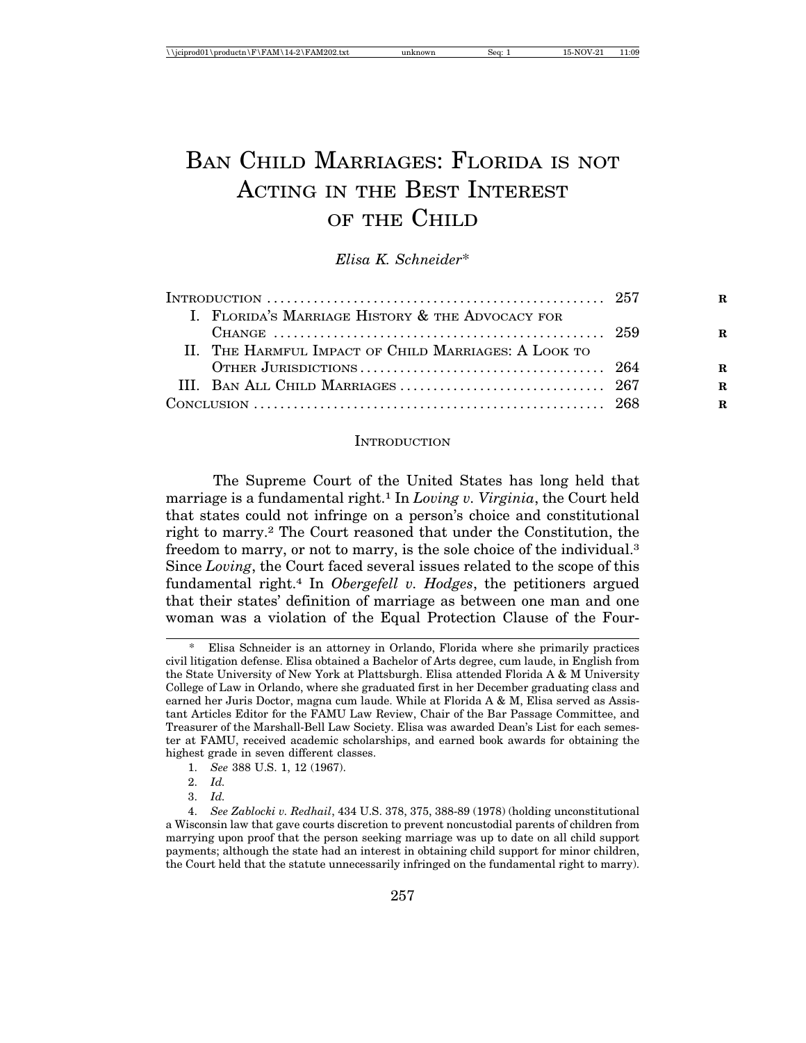# Ban Child Marriages: Florida is not Acting in the Best Interest of the Child

*Elisa K. Schneider**

| | |
|---|---|
| Introduction | 257 |
| I. Florida's Marriage History & the Advocacy for Change | 259 |
| II. The Harmful Impact of Child Marriages: A Look to Other Jurisdictions | 264 |
| III. Ban All Child Marriages | 267 |
| Conclusion | 268 |

## Introduction

The Supreme Court of the United States has long held that marriage is a fundamental right.[1] In *Loving v. Virginia*, the Court held that states could not infringe on a person's choice and constitutional right to marry.[2] The Court reasoned that under the Constitution, the freedom to marry, or not to marry, is the sole choice of the individual.[3] Since *Loving*, the Court faced several issues related to the scope of this fundamental right.[4] In *Obergefell v. Hodges*, the petitioners argued that their states' definition of marriage as between one man and one woman was a violation of the Equal Protection Clause of the Four-

---

\* Elisa Schneider is an attorney in Orlando, Florida where she primarily practices civil litigation defense. Elisa obtained a Bachelor of Arts degree, cum laude, in English from the State University of New York at Plattsburgh. Elisa attended Florida A & M University College of Law in Orlando, where she graduated first in her December graduating class and earned her Juris Doctor, magna cum laude. While at Florida A & M, Elisa served as Assistant Articles Editor for the FAMU Law Review, Chair of the Bar Passage Committee, and Treasurer of the Marshall-Bell Law Society. Elisa was awarded Dean's List for each semester at FAMU, received academic scholarships, and earned book awards for obtaining the highest grade in seven different classes.

1. *See* 388 U.S. 1, 12 (1967).

2. *Id.*

3. *Id.*

4. *See Zablocki v. Redhail*, 434 U.S. 378, 375, 388-89 (1978) (holding unconstitutional a Wisconsin law that gave courts discretion to prevent noncustodial parents of children from marrying upon proof that the person seeking marriage was up to date on all child support payments; although the state had an interest in obtaining child support for minor children, the Court held that the statute unnecessarily infringed on the fundamental right to marry).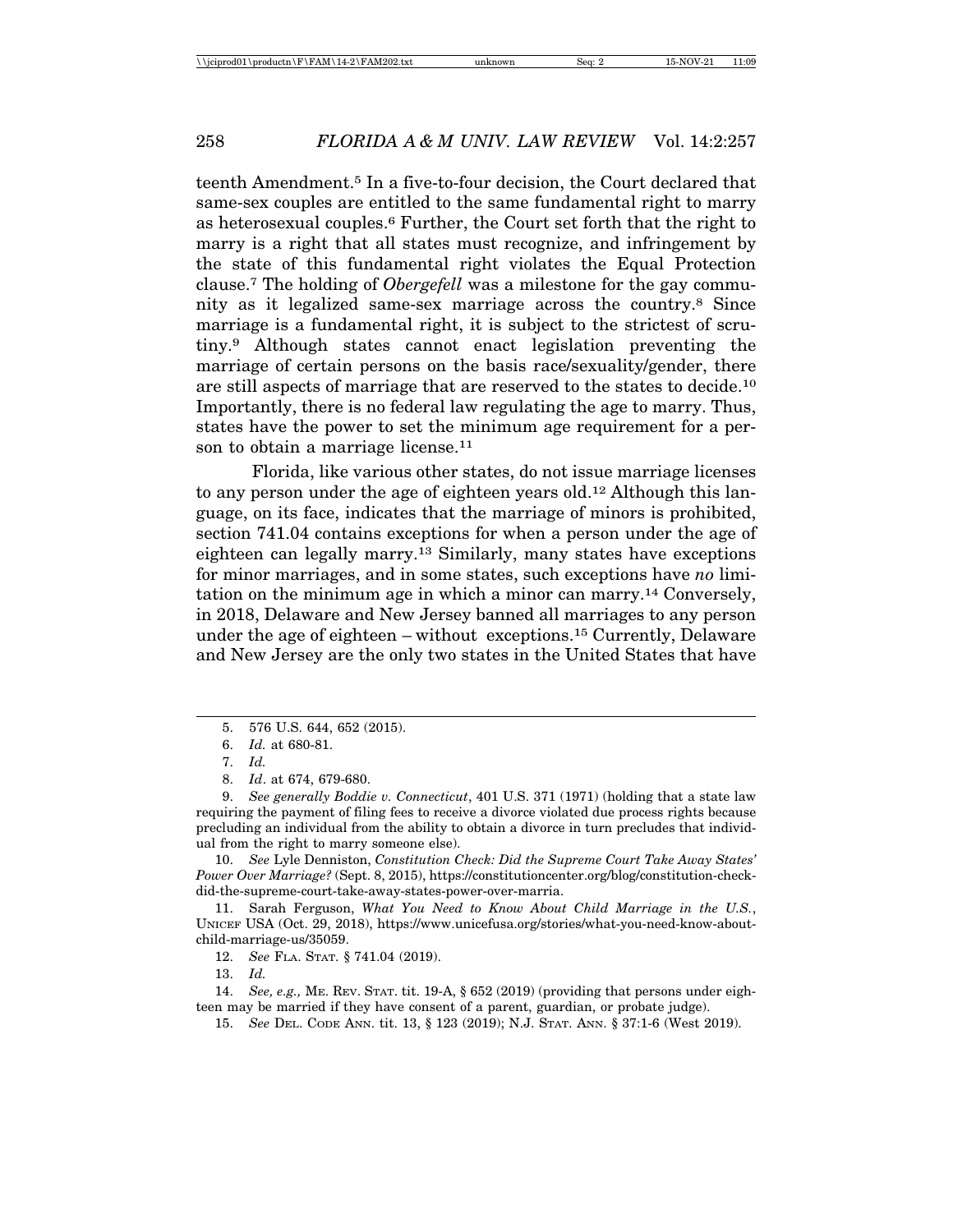teenth Amendment.[5] In a five-to-four decision, the Court declared that same-sex couples are entitled to the same fundamental right to marry as heterosexual couples.[6] Further, the Court set forth that the right to marry is a right that all states must recognize, and infringement by the state of this fundamental right violates the Equal Protection clause.[7] The holding of *Obergefell* was a milestone for the gay community as it legalized same-sex marriage across the country.[8] Since marriage is a fundamental right, it is subject to the strictest of scrutiny.[9] Although states cannot enact legislation preventing the marriage of certain persons on the basis race/sexuality/gender, there are still aspects of marriage that are reserved to the states to decide.[10] Importantly, there is no federal law regulating the age to marry. Thus, states have the power to set the minimum age requirement for a person to obtain a marriage license.[11]

Florida, like various other states, do not issue marriage licenses to any person under the age of eighteen years old.[12] Although this language, on its face, indicates that the marriage of minors is prohibited, section 741.04 contains exceptions for when a person under the age of eighteen can legally marry.[13] Similarly, many states have exceptions for minor marriages, and in some states, such exceptions have *no* limitation on the minimum age in which a minor can marry.[14] Conversely, in 2018, Delaware and New Jersey banned all marriages to any person under the age of eighteen – without exceptions.[15] Currently, Delaware and New Jersey are the only two states in the United States that have

---

5. 576 U.S. 644, 652 (2015).

6. *Id.* at 680-81.

7. *Id.*

8. *Id*. at 674, 679-680.

9. *See generally Boddie v. Connecticut*, 401 U.S. 371 (1971) (holding that a state law requiring the payment of filing fees to receive a divorce violated due process rights because precluding an individual from the ability to obtain a divorce in turn precludes that individual from the right to marry someone else).

10. *See* Lyle Denniston, *Constitution Check: Did the Supreme Court Take Away States' Power Over Marriage?* (Sept. 8, 2015), https://constitutioncenter.org/blog/constitution-check-did-the-supreme-court-take-away-states-power-over-marria.

11. Sarah Ferguson, *What You Need to Know About Child Marriage in the U.S.*, UNICEF USA (Oct. 29, 2018), https://www.unicefusa.org/stories/what-you-need-know-about-child-marriage-us/35059.

12. *See* FLA. STAT. § 741.04 (2019).

13. *Id.*

14. *See, e.g.,* ME. REV. STAT. tit. 19-A, § 652 (2019) (providing that persons under eighteen may be married if they have consent of a parent, guardian, or probate judge).

15. *See* DEL. CODE ANN. tit. 13, § 123 (2019); N.J. STAT. ANN. § 37:1-6 (West 2019).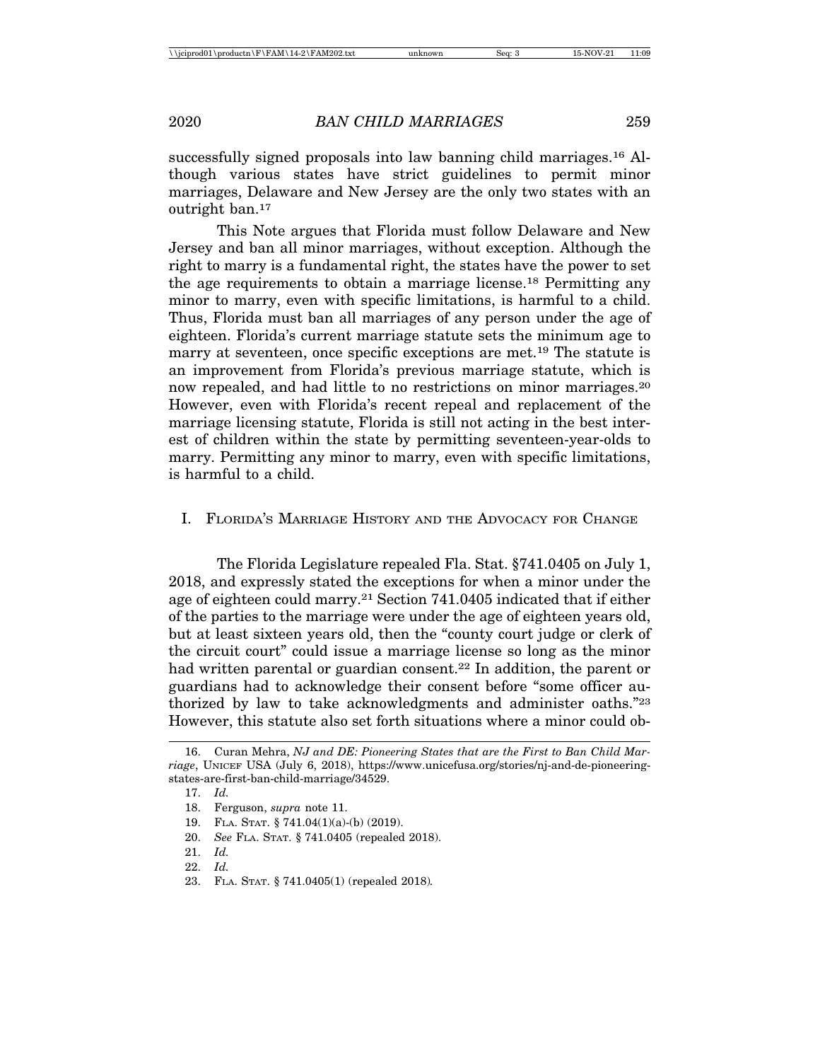successfully signed proposals into law banning child marriages.[16] Although various states have strict guidelines to permit minor marriages, Delaware and New Jersey are the only two states with an outright ban.[17]

This Note argues that Florida must follow Delaware and New Jersey and ban all minor marriages, without exception. Although the right to marry is a fundamental right, the states have the power to set the age requirements to obtain a marriage license.[18] Permitting any minor to marry, even with specific limitations, is harmful to a child. Thus, Florida must ban all marriages of any person under the age of eighteen. Florida's current marriage statute sets the minimum age to marry at seventeen, once specific exceptions are met.[19] The statute is an improvement from Florida's previous marriage statute, which is now repealed, and had little to no restrictions on minor marriages.[20] However, even with Florida's recent repeal and replacement of the marriage licensing statute, Florida is still not acting in the best interest of children within the state by permitting seventeen-year-olds to marry. Permitting any minor to marry, even with specific limitations, is harmful to a child.

## I. Florida's Marriage History and the Advocacy for Change

The Florida Legislature repealed Fla. Stat. §741.0405 on July 1, 2018, and expressly stated the exceptions for when a minor under the age of eighteen could marry.[21] Section 741.0405 indicated that if either of the parties to the marriage were under the age of eighteen years old, but at least sixteen years old, then the "county court judge or clerk of the circuit court" could issue a marriage license so long as the minor had written parental or guardian consent.[22] In addition, the parent or guardians had to acknowledge their consent before "some officer authorized by law to take acknowledgments and administer oaths."[23] However, this statute also set forth situations where a minor could ob-

---

16. Curan Mehra, *NJ and DE: Pioneering States that are the First to Ban Child Marriage*, UNICEF USA (July 6, 2018), https://www.unicefusa.org/stories/nj-and-de-pioneering-states-are-first-ban-child-marriage/34529.

17. *Id.*

18. Ferguson, *supra* note 11.

19. FLA. STAT. § 741.04(1)(a)-(b) (2019).

20. *See* FLA. STAT. § 741.0405 (repealed 2018).

21. *Id.*

22. *Id.*

23. FLA. STAT. § 741.0405(1) (repealed 2018).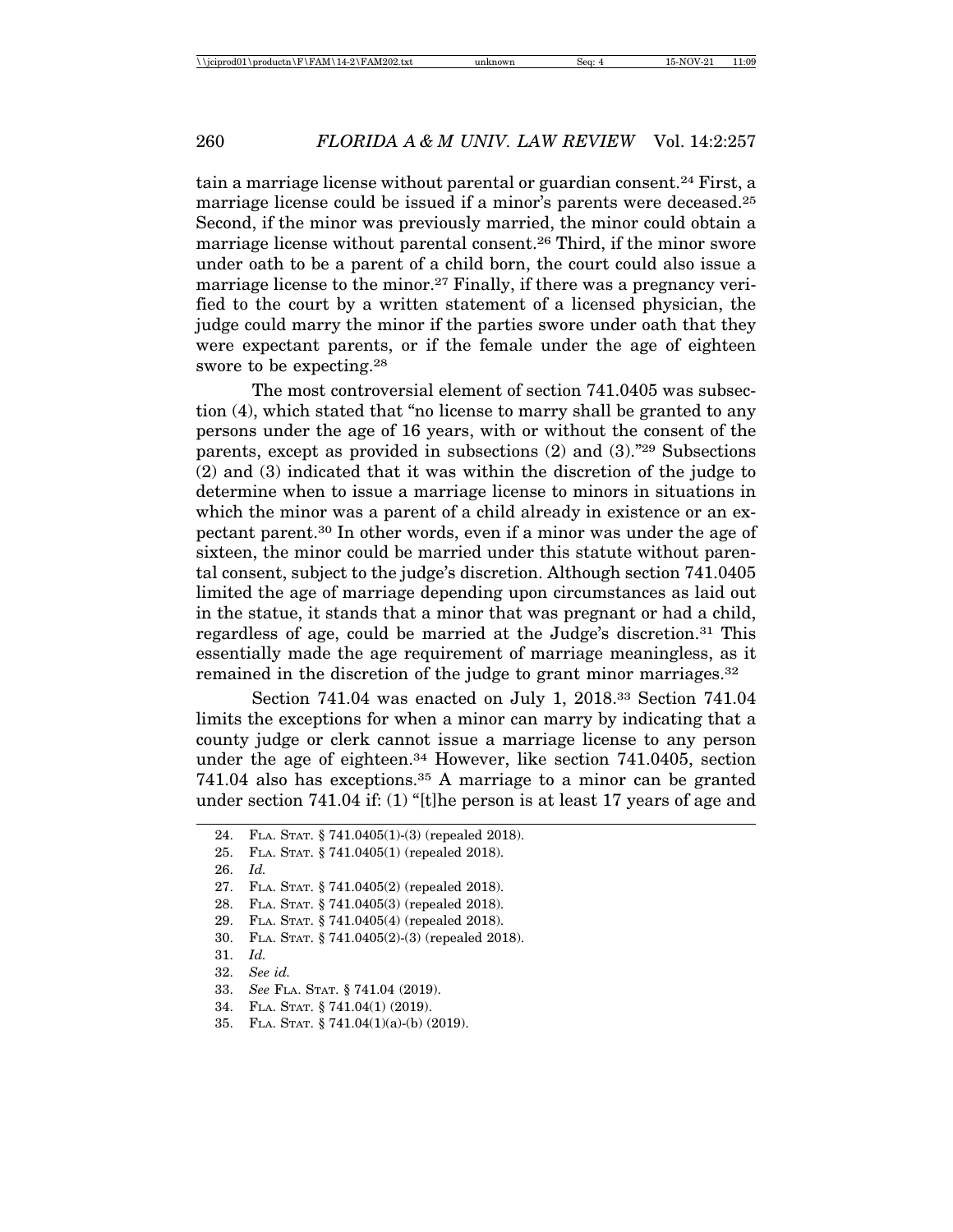tain a marriage license without parental or guardian consent.[24] First, a marriage license could be issued if a minor's parents were deceased.[25] Second, if the minor was previously married, the minor could obtain a marriage license without parental consent.[26] Third, if the minor swore under oath to be a parent of a child born, the court could also issue a marriage license to the minor.[27] Finally, if there was a pregnancy verified to the court by a written statement of a licensed physician, the judge could marry the minor if the parties swore under oath that they were expectant parents, or if the female under the age of eighteen swore to be expecting.[28]

The most controversial element of section 741.0405 was subsection (4), which stated that "no license to marry shall be granted to any persons under the age of 16 years, with or without the consent of the parents, except as provided in subsections (2) and (3)."[29] Subsections (2) and (3) indicated that it was within the discretion of the judge to determine when to issue a marriage license to minors in situations in which the minor was a parent of a child already in existence or an expectant parent.[30] In other words, even if a minor was under the age of sixteen, the minor could be married under this statute without parental consent, subject to the judge's discretion. Although section 741.0405 limited the age of marriage depending upon circumstances as laid out in the statue, it stands that a minor that was pregnant or had a child, regardless of age, could be married at the Judge's discretion.[31] This essentially made the age requirement of marriage meaningless, as it remained in the discretion of the judge to grant minor marriages.[32]

Section 741.04 was enacted on July 1, 2018.[33] Section 741.04 limits the exceptions for when a minor can marry by indicating that a county judge or clerk cannot issue a marriage license to any person under the age of eighteen.[34] However, like section 741.0405, section 741.04 also has exceptions.[35] A marriage to a minor can be granted under section 741.04 if: (1) "[t]he person is at least 17 years of age and

---

24. Fla. Stat. § 741.0405(1)-(3) (repealed 2018).
25. Fla. Stat. § 741.0405(1) (repealed 2018).
26. *Id.*
27. Fla. Stat. § 741.0405(2) (repealed 2018).
28. Fla. Stat. § 741.0405(3) (repealed 2018).
29. Fla. Stat. § 741.0405(4) (repealed 2018).
30. Fla. Stat. § 741.0405(2)-(3) (repealed 2018).
31. *Id.*
32. *See id.*
33. *See* Fla. Stat. § 741.04 (2019).
34. Fla. Stat. § 741.04(1) (2019).
35. Fla. Stat. § 741.04(1)(a)-(b) (2019).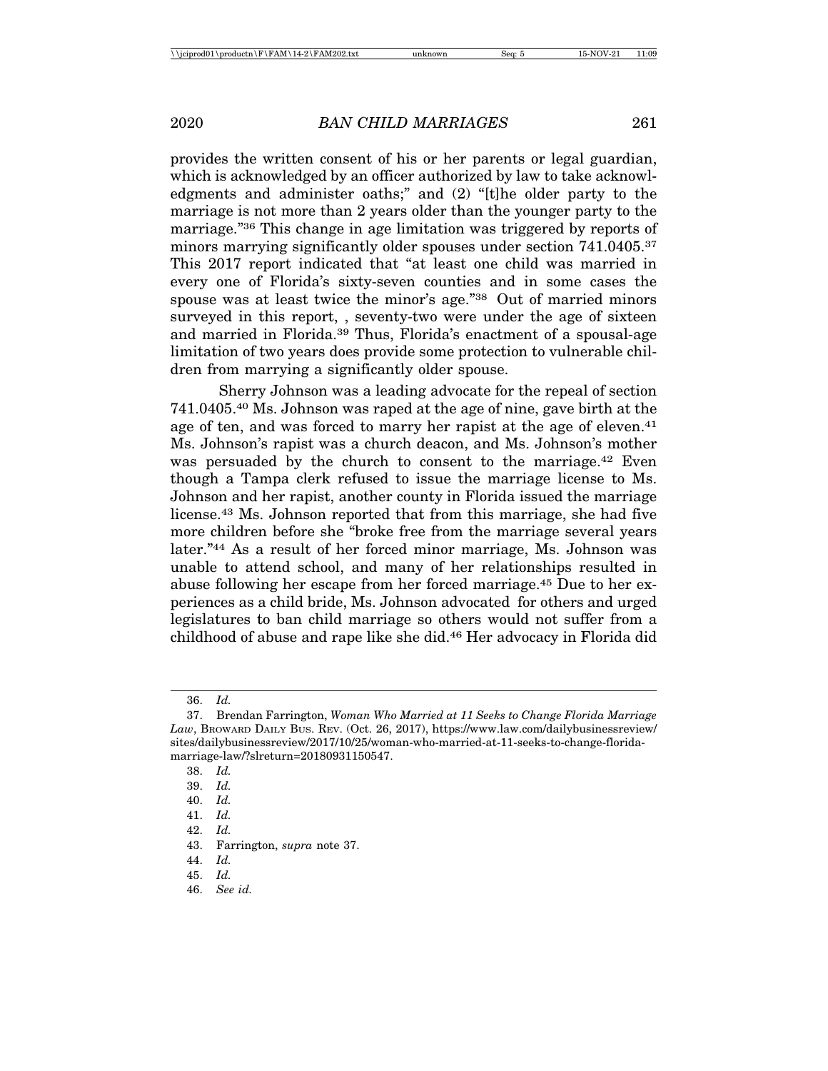provides the written consent of his or her parents or legal guardian, which is acknowledged by an officer authorized by law to take acknowledgments and administer oaths;" and (2) "[t]he older party to the marriage is not more than 2 years older than the younger party to the marriage."[36] This change in age limitation was triggered by reports of minors marrying significantly older spouses under section 741.0405.[37] This 2017 report indicated that "at least one child was married in every one of Florida's sixty-seven counties and in some cases the spouse was at least twice the minor's age."[38] Out of married minors surveyed in this report, , seventy-two were under the age of sixteen and married in Florida.[39] Thus, Florida's enactment of a spousal-age limitation of two years does provide some protection to vulnerable children from marrying a significantly older spouse.

Sherry Johnson was a leading advocate for the repeal of section 741.0405.[40] Ms. Johnson was raped at the age of nine, gave birth at the age of ten, and was forced to marry her rapist at the age of eleven.[41] Ms. Johnson's rapist was a church deacon, and Ms. Johnson's mother was persuaded by the church to consent to the marriage.[42] Even though a Tampa clerk refused to issue the marriage license to Ms. Johnson and her rapist, another county in Florida issued the marriage license.[43] Ms. Johnson reported that from this marriage, she had five more children before she "broke free from the marriage several years later."[44] As a result of her forced minor marriage, Ms. Johnson was unable to attend school, and many of her relationships resulted in abuse following her escape from her forced marriage.[45] Due to her experiences as a child bride, Ms. Johnson advocated for others and urged legislatures to ban child marriage so others would not suffer from a childhood of abuse and rape like she did.[46] Her advocacy in Florida did

---

36. *Id.*

37. Brendan Farrington, *Woman Who Married at 11 Seeks to Change Florida Marriage Law*, BROWARD DAILY BUS. REV. (Oct. 26, 2017), https://www.law.com/dailybusinessreview/sites/dailybusinessreview/2017/10/25/woman-who-married-at-11-seeks-to-change-florida-marriage-law/?slreturn=20180931150547.

38. *Id.*

39. *Id.*

40. *Id.*

41. *Id.*

42. *Id.*

43. Farrington, *supra* note 37.

44. *Id.*

45. *Id.*

46. *See id.*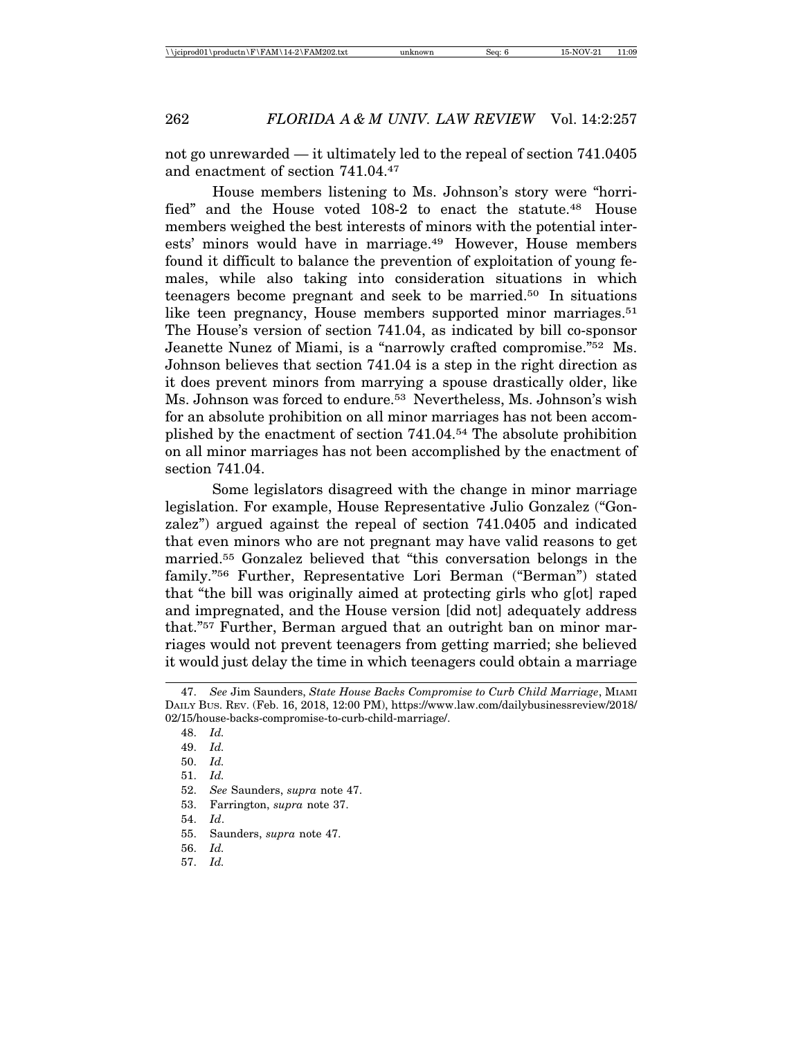not go unrewarded — it ultimately led to the repeal of section 741.0405 and enactment of section 741.04.[47]

House members listening to Ms. Johnson's story were "horrified" and the House voted 108-2 to enact the statute.[48] House members weighed the best interests of minors with the potential interests' minors would have in marriage.[49] However, House members found it difficult to balance the prevention of exploitation of young females, while also taking into consideration situations in which teenagers become pregnant and seek to be married.[50] In situations like teen pregnancy, House members supported minor marriages.[51] The House's version of section 741.04, as indicated by bill co-sponsor Jeanette Nunez of Miami, is a "narrowly crafted compromise."[52] Ms. Johnson believes that section 741.04 is a step in the right direction as it does prevent minors from marrying a spouse drastically older, like Ms. Johnson was forced to endure.[53] Nevertheless, Ms. Johnson's wish for an absolute prohibition on all minor marriages has not been accomplished by the enactment of section 741.04.[54] The absolute prohibition on all minor marriages has not been accomplished by the enactment of section 741.04.

Some legislators disagreed with the change in minor marriage legislation. For example, House Representative Julio Gonzalez ("Gonzalez") argued against the repeal of section 741.0405 and indicated that even minors who are not pregnant may have valid reasons to get married.[55] Gonzalez believed that "this conversation belongs in the family."[56] Further, Representative Lori Berman ("Berman") stated that "the bill was originally aimed at protecting girls who g[ot] raped and impregnated, and the House version [did not] adequately address that."[57] Further, Berman argued that an outright ban on minor marriages would not prevent teenagers from getting married; she believed it would just delay the time in which teenagers could obtain a marriage

---

47. *See* Jim Saunders, *State House Backs Compromise to Curb Child Marriage*, MIAMI DAILY BUS. REV. (Feb. 16, 2018, 12:00 PM), https://www.law.com/dailybusinessreview/2018/02/15/house-backs-compromise-to-curb-child-marriage/.

48. *Id.*

49. *Id.*

50. *Id.*

51. *Id.*

52. *See* Saunders, *supra* note 47.

53. Farrington, *supra* note 37.

54. *Id*.

55. Saunders, *supra* note 47.

56. *Id.*

57. *Id.*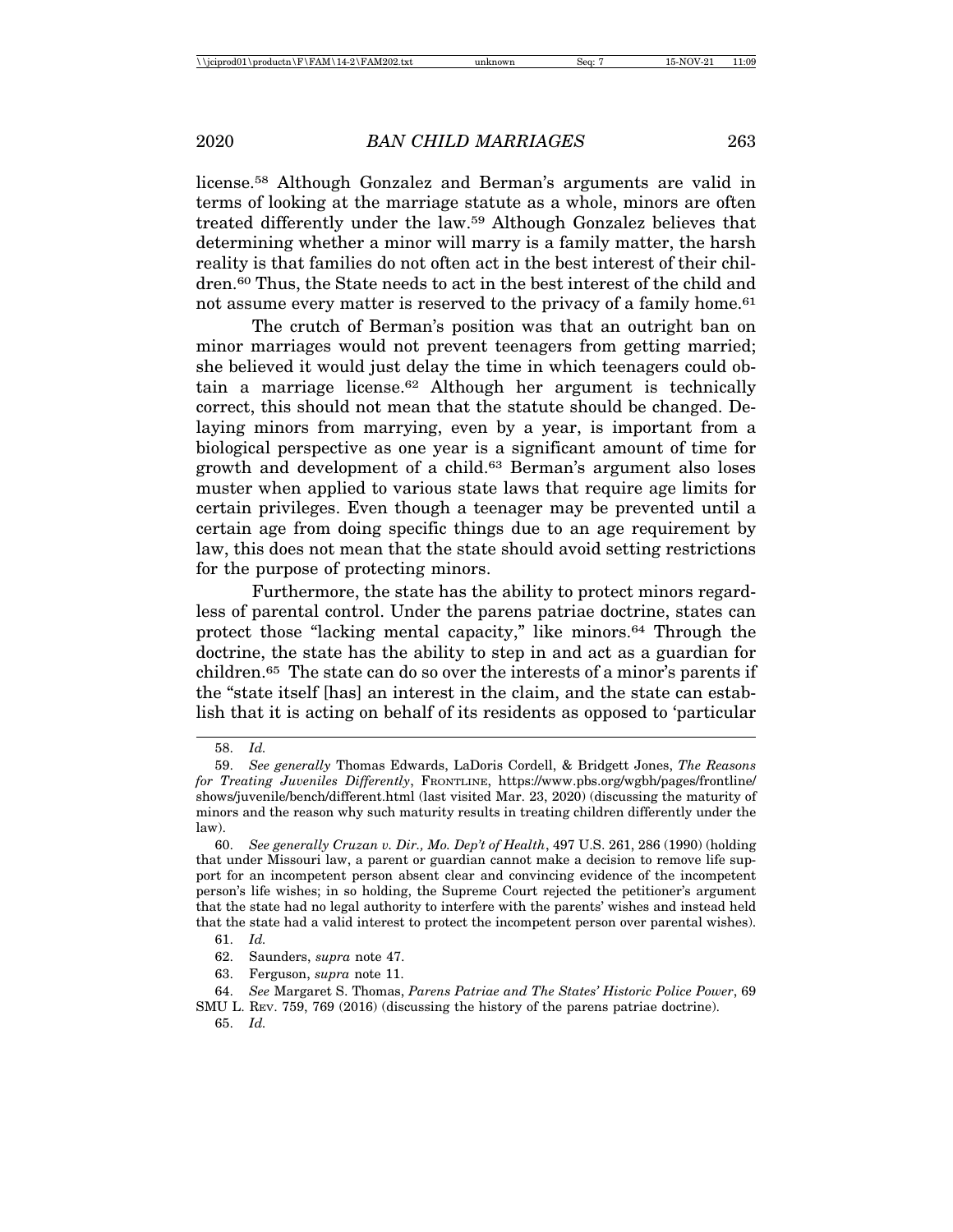license.[58] Although Gonzalez and Berman's arguments are valid in terms of looking at the marriage statute as a whole, minors are often treated differently under the law.[59] Although Gonzalez believes that determining whether a minor will marry is a family matter, the harsh reality is that families do not often act in the best interest of their children.[60] Thus, the State needs to act in the best interest of the child and not assume every matter is reserved to the privacy of a family home.[61]

The crutch of Berman's position was that an outright ban on minor marriages would not prevent teenagers from getting married; she believed it would just delay the time in which teenagers could obtain a marriage license.[62] Although her argument is technically correct, this should not mean that the statute should be changed. Delaying minors from marrying, even by a year, is important from a biological perspective as one year is a significant amount of time for growth and development of a child.[63] Berman's argument also loses muster when applied to various state laws that require age limits for certain privileges. Even though a teenager may be prevented until a certain age from doing specific things due to an age requirement by law, this does not mean that the state should avoid setting restrictions for the purpose of protecting minors.

Furthermore, the state has the ability to protect minors regardless of parental control. Under the parens patriae doctrine, states can protect those "lacking mental capacity," like minors.[64] Through the doctrine, the state has the ability to step in and act as a guardian for children.[65] The state can do so over the interests of a minor's parents if the "state itself [has] an interest in the claim, and the state can establish that it is acting on behalf of its residents as opposed to 'particular

---

58. *Id.*

59. *See generally* Thomas Edwards, LaDoris Cordell, & Bridgett Jones, *The Reasons for Treating Juveniles Differently*, FRONTLINE, https://www.pbs.org/wgbh/pages/frontline/shows/juvenile/bench/different.html (last visited Mar. 23, 2020) (discussing the maturity of minors and the reason why such maturity results in treating children differently under the law).

60. *See generally Cruzan v. Dir., Mo. Dep't of Health*, 497 U.S. 261, 286 (1990) (holding that under Missouri law, a parent or guardian cannot make a decision to remove life support for an incompetent person absent clear and convincing evidence of the incompetent person's life wishes; in so holding, the Supreme Court rejected the petitioner's argument that the state had no legal authority to interfere with the parents' wishes and instead held that the state had a valid interest to protect the incompetent person over parental wishes).

61. *Id.*

62. Saunders, *supra* note 47.

63. Ferguson, *supra* note 11.

64. *See* Margaret S. Thomas, *Parens Patriae and The States' Historic Police Power*, 69 SMU L. REV. 759, 769 (2016) (discussing the history of the parens patriae doctrine).

65. *Id.*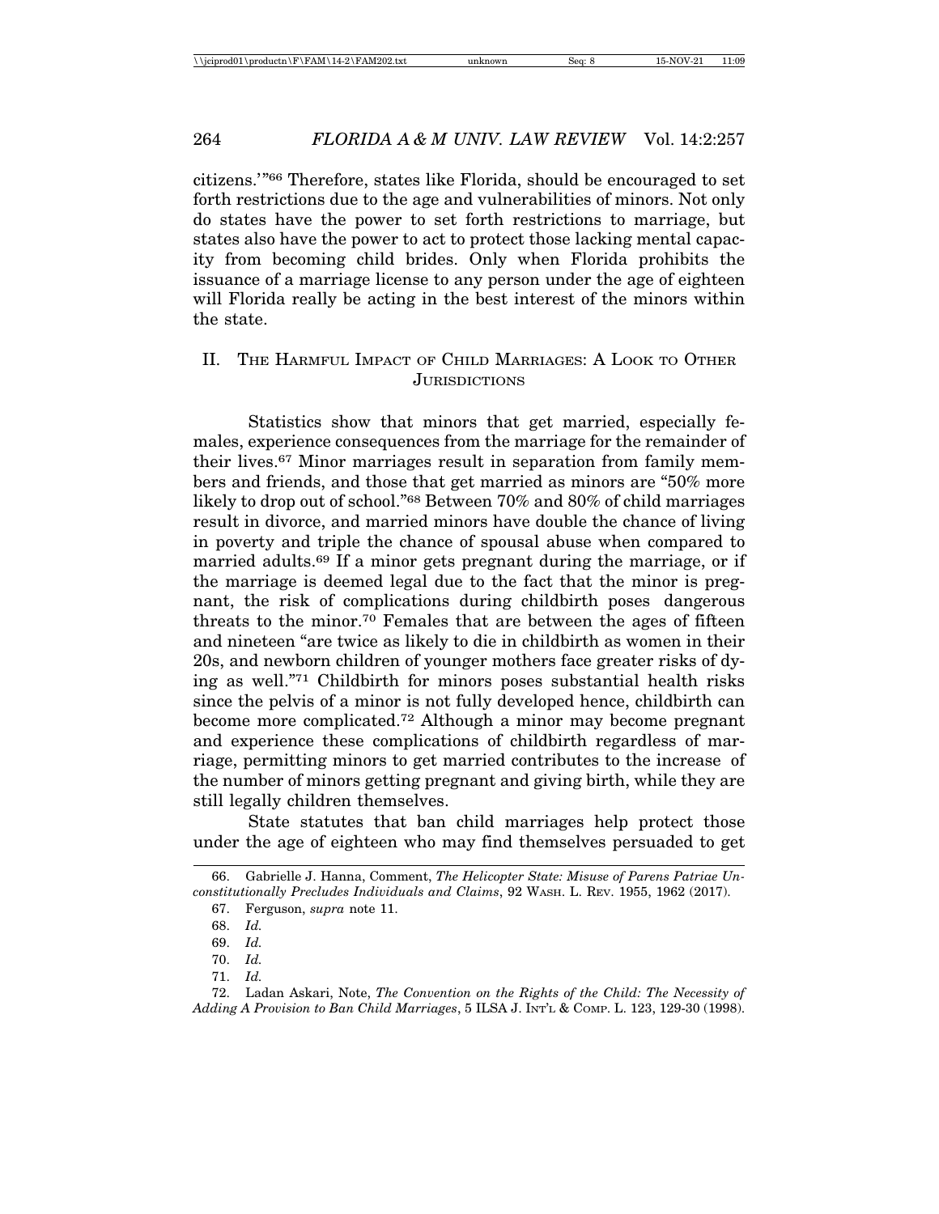citizens.'"[66] Therefore, states like Florida, should be encouraged to set forth restrictions due to the age and vulnerabilities of minors. Not only do states have the power to set forth restrictions to marriage, but states also have the power to act to protect those lacking mental capacity from becoming child brides. Only when Florida prohibits the issuance of a marriage license to any person under the age of eighteen will Florida really be acting in the best interest of the minors within the state.

## II. The Harmful Impact of Child Marriages: A Look to Other Jurisdictions

Statistics show that minors that get married, especially females, experience consequences from the marriage for the remainder of their lives.[67] Minor marriages result in separation from family members and friends, and those that get married as minors are "50% more likely to drop out of school."[68] Between 70% and 80% of child marriages result in divorce, and married minors have double the chance of living in poverty and triple the chance of spousal abuse when compared to married adults.[69] If a minor gets pregnant during the marriage, or if the marriage is deemed legal due to the fact that the minor is pregnant, the risk of complications during childbirth poses dangerous threats to the minor.[70] Females that are between the ages of fifteen and nineteen "are twice as likely to die in childbirth as women in their 20s, and newborn children of younger mothers face greater risks of dying as well."[71] Childbirth for minors poses substantial health risks since the pelvis of a minor is not fully developed hence, childbirth can become more complicated.[72] Although a minor may become pregnant and experience these complications of childbirth regardless of marriage, permitting minors to get married contributes to the increase of the number of minors getting pregnant and giving birth, while they are still legally children themselves.

State statutes that ban child marriages help protect those under the age of eighteen who may find themselves persuaded to get

---

66. Gabrielle J. Hanna, Comment, *The Helicopter State: Misuse of Parens Patriae Unconstitutionally Precludes Individuals and Claims*, 92 Wash. L. Rev. 1955, 1962 (2017).

67. Ferguson, *supra* note 11.

68. *Id.*

69. *Id.*

70. *Id.*

71. *Id.*

72. Ladan Askari, Note, *The Convention on the Rights of the Child: The Necessity of Adding A Provision to Ban Child Marriages*, 5 ILSA J. Int'l & Comp. L. 123, 129-30 (1998).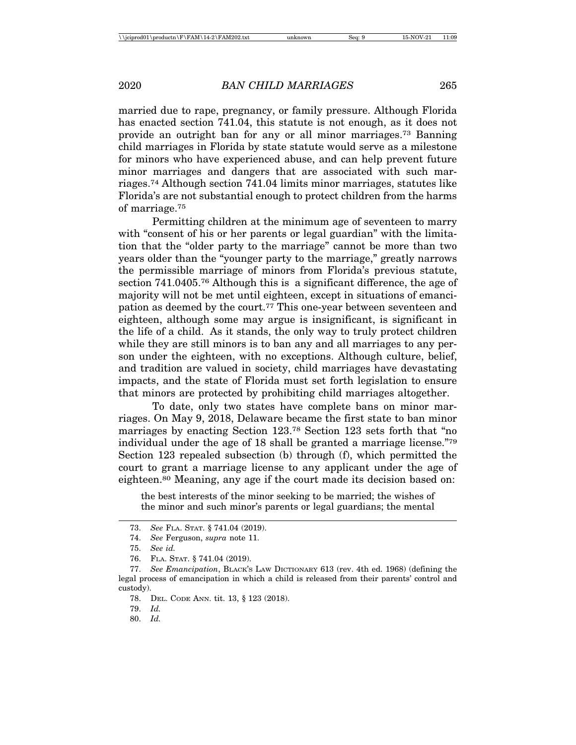married due to rape, pregnancy, or family pressure. Although Florida has enacted section 741.04, this statute is not enough, as it does not provide an outright ban for any or all minor marriages.[73] Banning child marriages in Florida by state statute would serve as a milestone for minors who have experienced abuse, and can help prevent future minor marriages and dangers that are associated with such marriages.[74] Although section 741.04 limits minor marriages, statutes like Florida's are not substantial enough to protect children from the harms of marriage.[75]

Permitting children at the minimum age of seventeen to marry with "consent of his or her parents or legal guardian" with the limitation that the "older party to the marriage" cannot be more than two years older than the "younger party to the marriage," greatly narrows the permissible marriage of minors from Florida's previous statute, section 741.0405.[76] Although this is a significant difference, the age of majority will not be met until eighteen, except in situations of emancipation as deemed by the court.[77] This one-year between seventeen and eighteen, although some may argue is insignificant, is significant in the life of a child. As it stands, the only way to truly protect children while they are still minors is to ban any and all marriages to any person under the eighteen, with no exceptions. Although culture, belief, and tradition are valued in society, child marriages have devastating impacts, and the state of Florida must set forth legislation to ensure that minors are protected by prohibiting child marriages altogether.

To date, only two states have complete bans on minor marriages. On May 9, 2018, Delaware became the first state to ban minor marriages by enacting Section 123.[78] Section 123 sets forth that "no individual under the age of 18 shall be granted a marriage license."[79] Section 123 repealed subsection (b) through (f), which permitted the court to grant a marriage license to any applicant under the age of eighteen.[80] Meaning, any age if the court made its decision based on:

> the best interests of the minor seeking to be married; the wishes of the minor and such minor's parents or legal guardians; the mental

---

73. *See* FLA. STAT. § 741.04 (2019).

74. *See* Ferguson, *supra* note 11.

75. *See id.*

76. FLA. STAT. § 741.04 (2019).

77. *See Emancipation*, BLACK'S LAW DICTIONARY 613 (rev. 4th ed. 1968) (defining the legal process of emancipation in which a child is released from their parents' control and custody).

78. DEL. CODE ANN. tit. 13, § 123 (2018).

79. *Id.*

80. *Id.*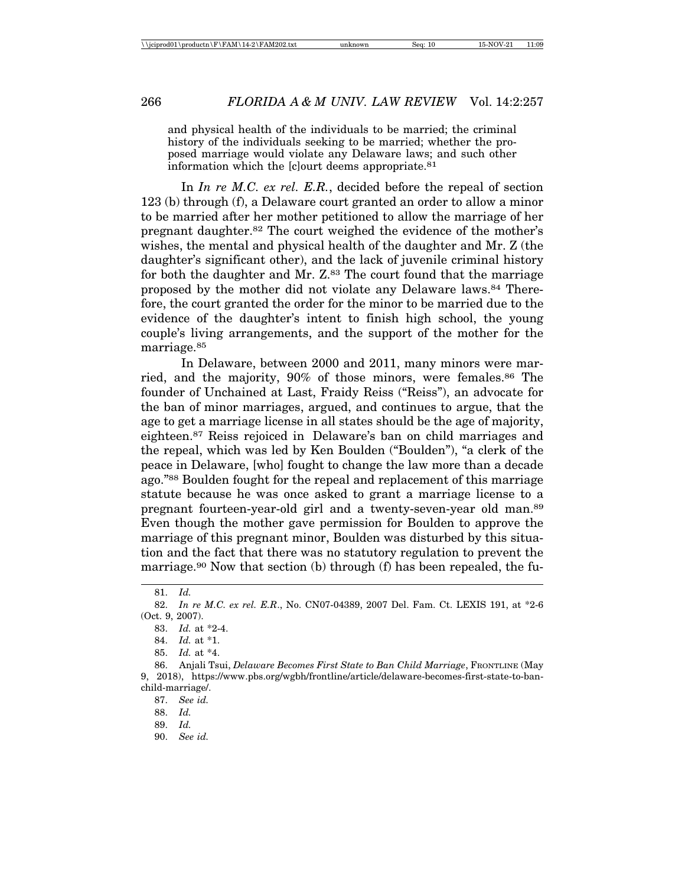and physical health of the individuals to be married; the criminal history of the individuals seeking to be married; whether the proposed marriage would violate any Delaware laws; and such other information which the [c]ourt deems appropriate.[81]

In *In re M.C. ex rel. E.R.*, decided before the repeal of section 123 (b) through (f), a Delaware court granted an order to allow a minor to be married after her mother petitioned to allow the marriage of her pregnant daughter.[82] The court weighed the evidence of the mother's wishes, the mental and physical health of the daughter and Mr. Z (the daughter's significant other), and the lack of juvenile criminal history for both the daughter and Mr. Z.[83] The court found that the marriage proposed by the mother did not violate any Delaware laws.[84] Therefore, the court granted the order for the minor to be married due to the evidence of the daughter's intent to finish high school, the young couple's living arrangements, and the support of the mother for the marriage.[85]

In Delaware, between 2000 and 2011, many minors were married, and the majority, 90% of those minors, were females.[86] The founder of Unchained at Last, Fraidy Reiss ("Reiss"), an advocate for the ban of minor marriages, argued, and continues to argue, that the age to get a marriage license in all states should be the age of majority, eighteen.[87] Reiss rejoiced in Delaware's ban on child marriages and the repeal, which was led by Ken Boulden ("Boulden"), "a clerk of the peace in Delaware, [who] fought to change the law more than a decade ago."[88] Boulden fought for the repeal and replacement of this marriage statute because he was once asked to grant a marriage license to a pregnant fourteen-year-old girl and a twenty-seven-year old man.[89] Even though the mother gave permission for Boulden to approve the marriage of this pregnant minor, Boulden was disturbed by this situation and the fact that there was no statutory regulation to prevent the marriage.[90] Now that section (b) through (f) has been repealed, the fu-

---

81. *Id.*

82. *In re M.C. ex rel. E.R.*, No. CN07-04389, 2007 Del. Fam. Ct. LEXIS 191, at *2-6 (Oct. 9, 2007).

83. *Id.* at *2-4.

84. *Id.* at *1.

85. *Id.* at *4.

86. Anjali Tsui, *Delaware Becomes First State to Ban Child Marriage*, FRONTLINE (May 9, 2018), https://www.pbs.org/wgbh/frontline/article/delaware-becomes-first-state-to-ban-child-marriage/.

87. *See id.*

88. *Id.*

89. *Id.*

90. *See id.*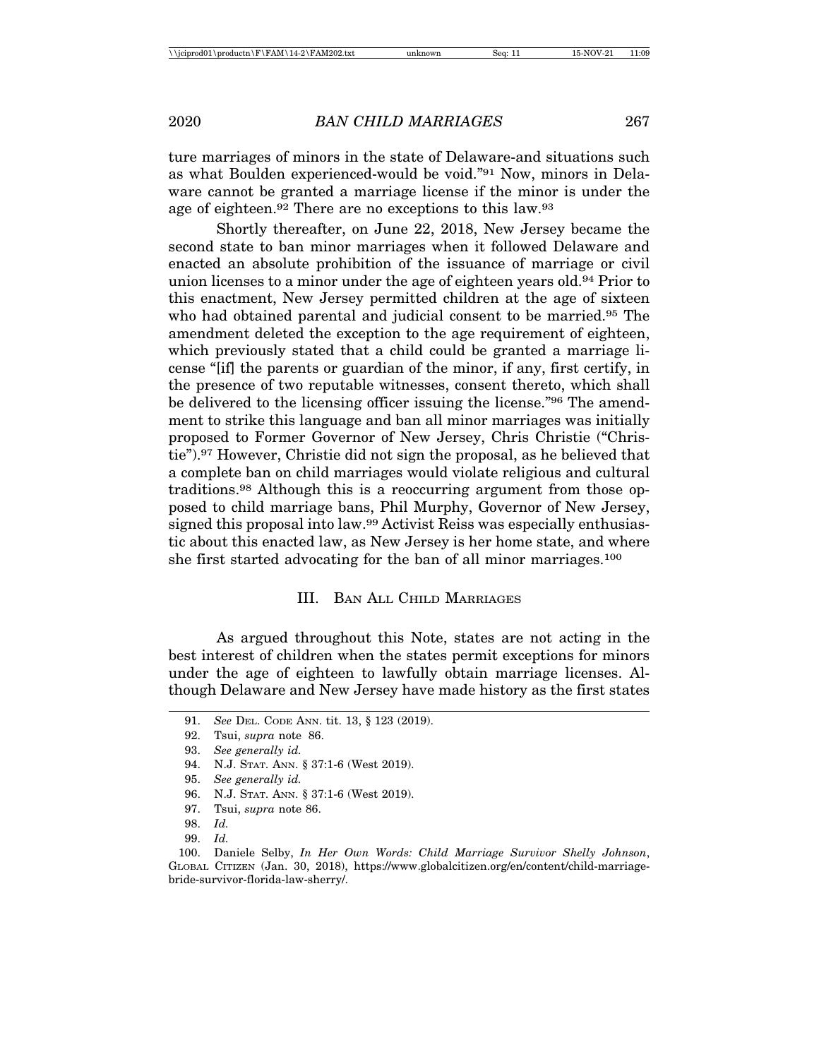ture marriages of minors in the state of Delaware-and situations such as what Boulden experienced-would be void."[91] Now, minors in Delaware cannot be granted a marriage license if the minor is under the age of eighteen.[92] There are no exceptions to this law.[93]

Shortly thereafter, on June 22, 2018, New Jersey became the second state to ban minor marriages when it followed Delaware and enacted an absolute prohibition of the issuance of marriage or civil union licenses to a minor under the age of eighteen years old.[94] Prior to this enactment, New Jersey permitted children at the age of sixteen who had obtained parental and judicial consent to be married.[95] The amendment deleted the exception to the age requirement of eighteen, which previously stated that a child could be granted a marriage license "[if] the parents or guardian of the minor, if any, first certify, in the presence of two reputable witnesses, consent thereto, which shall be delivered to the licensing officer issuing the license."[96] The amendment to strike this language and ban all minor marriages was initially proposed to Former Governor of New Jersey, Chris Christie ("Christie").[97] However, Christie did not sign the proposal, as he believed that a complete ban on child marriages would violate religious and cultural traditions.[98] Although this is a reoccurring argument from those opposed to child marriage bans, Phil Murphy, Governor of New Jersey, signed this proposal into law.[99] Activist Reiss was especially enthusiastic about this enacted law, as New Jersey is her home state, and where she first started advocating for the ban of all minor marriages.[100]

## III. Ban All Child Marriages

As argued throughout this Note, states are not acting in the best interest of children when the states permit exceptions for minors under the age of eighteen to lawfully obtain marriage licenses. Although Delaware and New Jersey have made history as the first states

---

91. *See* Del. Code Ann. tit. 13, § 123 (2019).

92. Tsui, *supra* note 86.

93. *See generally id.*

94. N.J. Stat. Ann. § 37:1-6 (West 2019).

95. *See generally id.*

96. N.J. Stat. Ann. § 37:1-6 (West 2019).

97. Tsui, *supra* note 86.

98. *Id.*

99. *Id.*

100. Daniele Selby, *In Her Own Words: Child Marriage Survivor Shelly Johnson*, Global Citizen (Jan. 30, 2018), https://www.globalcitizen.org/en/content/child-marriage-bride-survivor-florida-law-sherry/.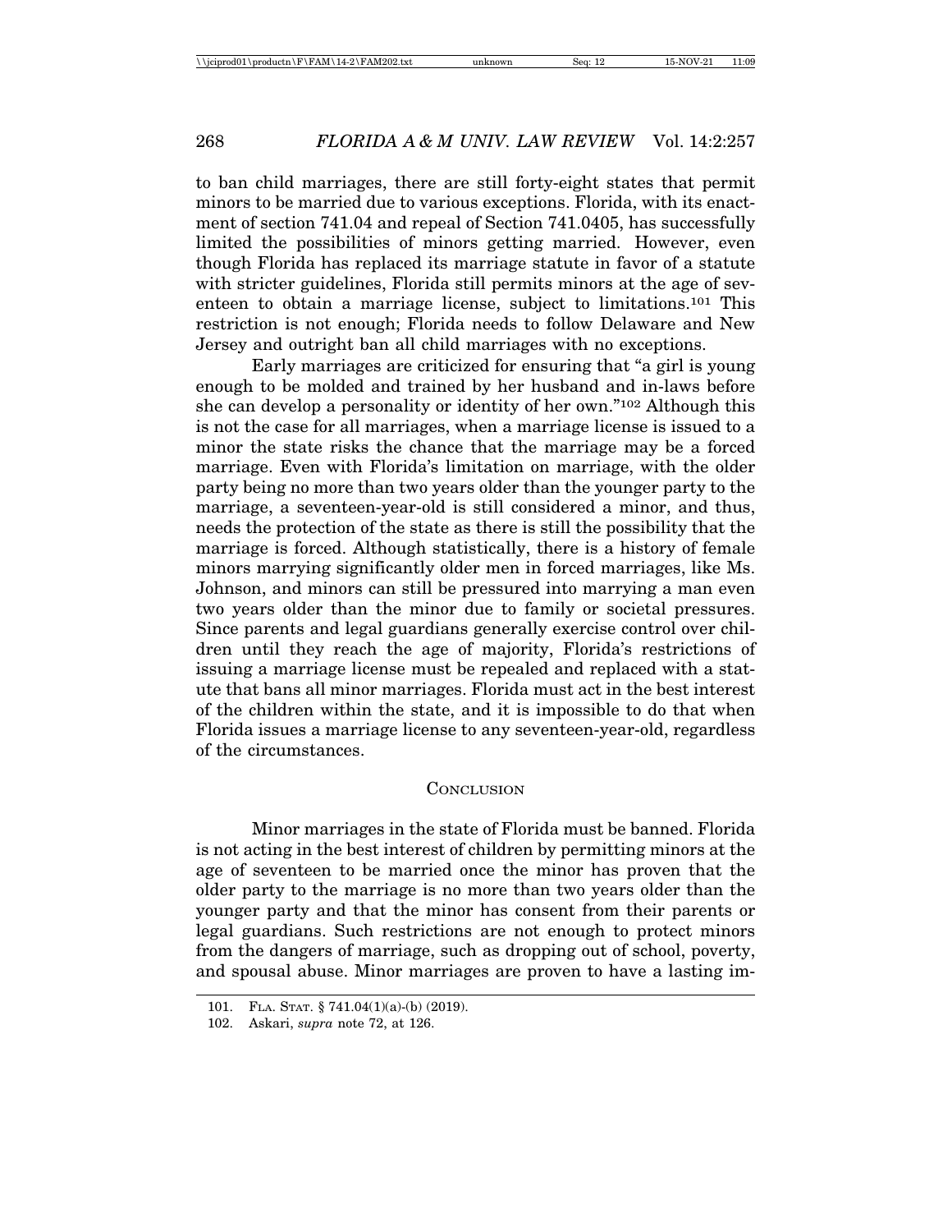to ban child marriages, there are still forty-eight states that permit minors to be married due to various exceptions. Florida, with its enactment of section 741.04 and repeal of Section 741.0405, has successfully limited the possibilities of minors getting married. However, even though Florida has replaced its marriage statute in favor of a statute with stricter guidelines, Florida still permits minors at the age of seventeen to obtain a marriage license, subject to limitations.[101] This restriction is not enough; Florida needs to follow Delaware and New Jersey and outright ban all child marriages with no exceptions.

Early marriages are criticized for ensuring that "a girl is young enough to be molded and trained by her husband and in-laws before she can develop a personality or identity of her own."[102] Although this is not the case for all marriages, when a marriage license is issued to a minor the state risks the chance that the marriage may be a forced marriage. Even with Florida's limitation on marriage, with the older party being no more than two years older than the younger party to the marriage, a seventeen-year-old is still considered a minor, and thus, needs the protection of the state as there is still the possibility that the marriage is forced. Although statistically, there is a history of female minors marrying significantly older men in forced marriages, like Ms. Johnson, and minors can still be pressured into marrying a man even two years older than the minor due to family or societal pressures. Since parents and legal guardians generally exercise control over children until they reach the age of majority, Florida's restrictions of issuing a marriage license must be repealed and replaced with a statute that bans all minor marriages. Florida must act in the best interest of the children within the state, and it is impossible to do that when Florida issues a marriage license to any seventeen-year-old, regardless of the circumstances.

## Conclusion

Minor marriages in the state of Florida must be banned. Florida is not acting in the best interest of children by permitting minors at the age of seventeen to be married once the minor has proven that the older party to the marriage is no more than two years older than the younger party and that the minor has consent from their parents or legal guardians. Such restrictions are not enough to protect minors from the dangers of marriage, such as dropping out of school, poverty, and spousal abuse. Minor marriages are proven to have a lasting im-

---

101. Fla. Stat. § 741.04(1)(a)-(b) (2019).

102. Askari, *supra* note 72, at 126.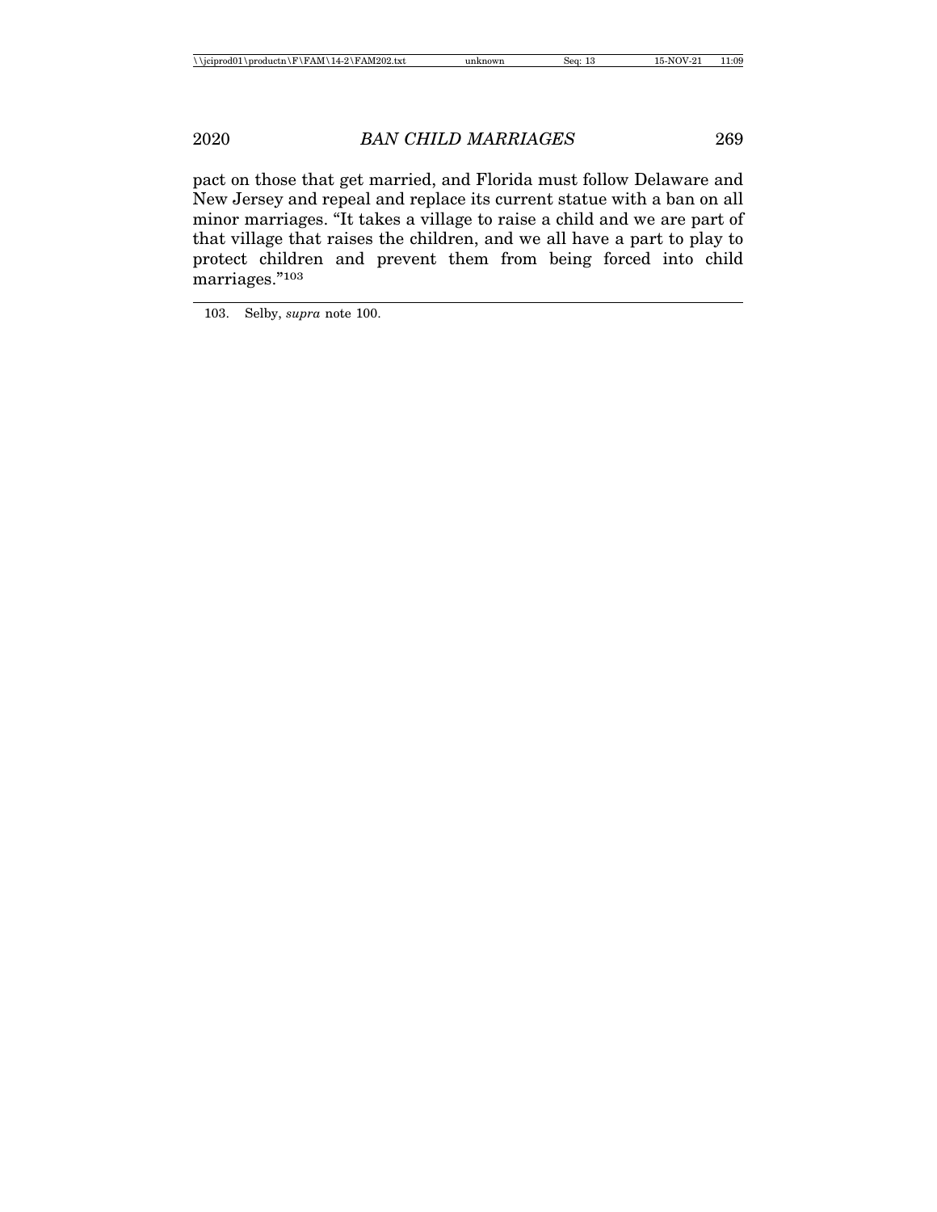pact on those that get married, and Florida must follow Delaware and New Jersey and repeal and replace its current statue with a ban on all minor marriages. "It takes a village to raise a child and we are part of that village that raises the children, and we all have a part to play to protect children and prevent them from being forced into child marriages."[103]

---

103. Selby, *supra* note 100.